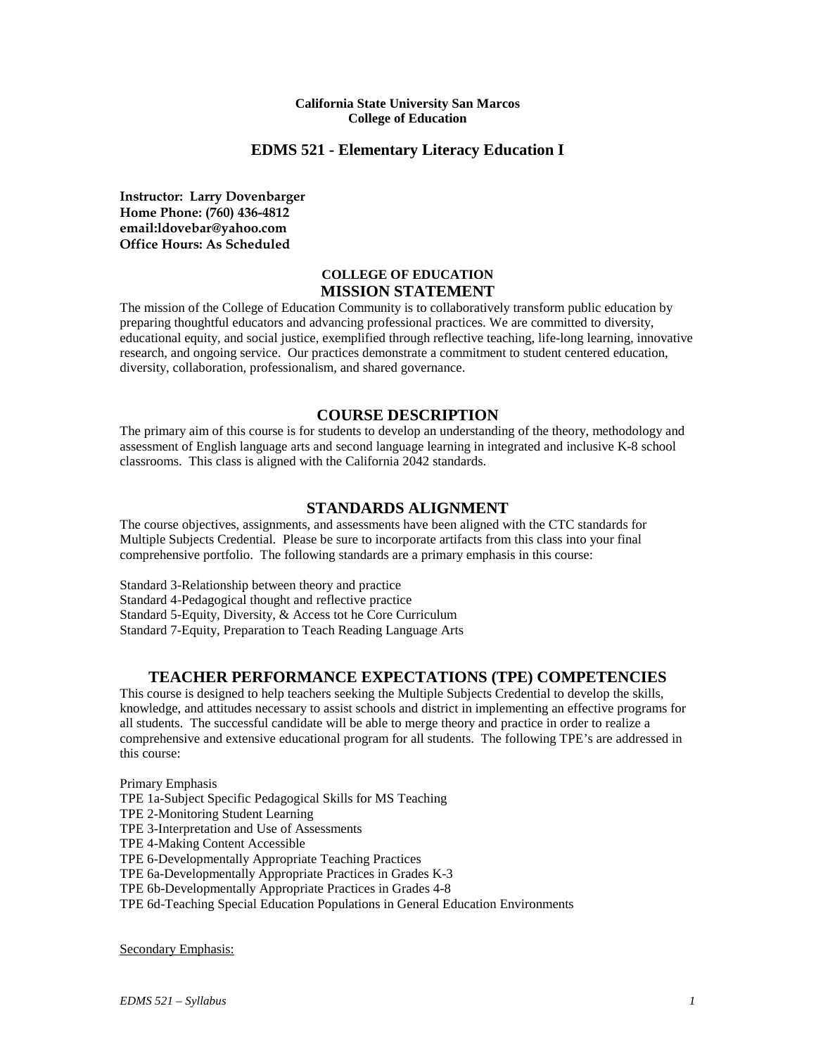**California State University San Marcos**
**College of Education**

# EDMS 521 - Elementary Literacy Education I

**Instructor: Larry Dovenbarger**
**Home Phone: (760) 436-4812**
**email:ldovebar@yahoo.com**
**Office Hours: As Scheduled**

## COLLEGE OF EDUCATION
## MISSION STATEMENT

The mission of the College of Education Community is to collaboratively transform public education by preparing thoughtful educators and advancing professional practices. We are committed to diversity, educational equity, and social justice, exemplified through reflective teaching, life-long learning, innovative research, and ongoing service. Our practices demonstrate a commitment to student centered education, diversity, collaboration, professionalism, and shared governance.

## COURSE DESCRIPTION

The primary aim of this course is for students to develop an understanding of the theory, methodology and assessment of English language arts and second language learning in integrated and inclusive K-8 school classrooms. This class is aligned with the California 2042 standards.

## STANDARDS ALIGNMENT

The course objectives, assignments, and assessments have been aligned with the CTC standards for Multiple Subjects Credential. Please be sure to incorporate artifacts from this class into your final comprehensive portfolio. The following standards are a primary emphasis in this course:

Standard 3-Relationship between theory and practice
Standard 4-Pedagogical thought and reflective practice
Standard 5-Equity, Diversity, & Access tot he Core Curriculum
Standard 7-Equity, Preparation to Teach Reading Language Arts

## TEACHER PERFORMANCE EXPECTATIONS (TPE) COMPETENCIES

This course is designed to help teachers seeking the Multiple Subjects Credential to develop the skills, knowledge, and attitudes necessary to assist schools and district in implementing an effective programs for all students. The successful candidate will be able to merge theory and practice in order to realize a comprehensive and extensive educational program for all students. The following TPE's are addressed in this course:

Primary Emphasis
TPE 1a-Subject Specific Pedagogical Skills for MS Teaching
TPE 2-Monitoring Student Learning
TPE 3-Interpretation and Use of Assessments
TPE 4-Making Content Accessible
TPE 6-Developmentally Appropriate Teaching Practices
TPE 6a-Developmentally Appropriate Practices in Grades K-3
TPE 6b-Developmentally Appropriate Practices in Grades 4-8
TPE 6d-Teaching Special Education Populations in General Education Environments

Secondary Emphasis: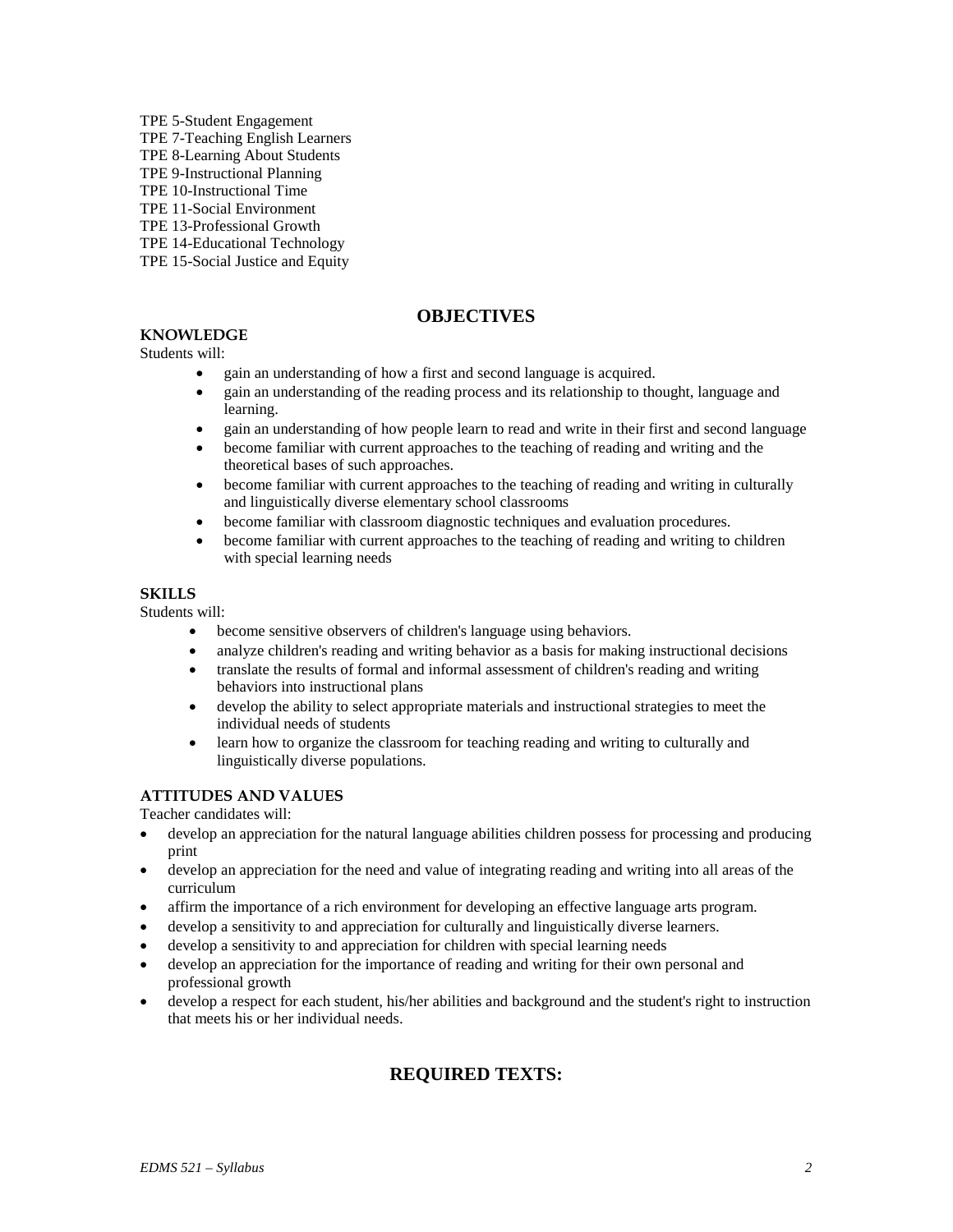TPE 5-Student Engagement
TPE 7-Teaching English Learners
TPE 8-Learning About Students
TPE 9-Instructional Planning
TPE 10-Instructional Time
TPE 11-Social Environment
TPE 13-Professional Growth
TPE 14-Educational Technology
TPE 15-Social Justice and Equity

## OBJECTIVES

**KNOWLEDGE**

Students will:

- gain an understanding of how a first and second language is acquired.
- gain an understanding of the reading process and its relationship to thought, language and learning.
- gain an understanding of how people learn to read and write in their first and second language
- become familiar with current approaches to the teaching of reading and writing and the theoretical bases of such approaches.
- become familiar with current approaches to the teaching of reading and writing in culturally and linguistically diverse elementary school classrooms
- become familiar with classroom diagnostic techniques and evaluation procedures.
- become familiar with current approaches to the teaching of reading and writing to children with special learning needs

**SKILLS**

Students will:

- become sensitive observers of children's language using behaviors.
- analyze children's reading and writing behavior as a basis for making instructional decisions
- translate the results of formal and informal assessment of children's reading and writing behaviors into instructional plans
- develop the ability to select appropriate materials and instructional strategies to meet the individual needs of students
- learn how to organize the classroom for teaching reading and writing to culturally and linguistically diverse populations.

**ATTITUDES AND VALUES**

Teacher candidates will:

- develop an appreciation for the natural language abilities children possess for processing and producing print
- develop an appreciation for the need and value of integrating reading and writing into all areas of the curriculum
- affirm the importance of a rich environment for developing an effective language arts program.
- develop a sensitivity to and appreciation for culturally and linguistically diverse learners.
- develop a sensitivity to and appreciation for children with special learning needs
- develop an appreciation for the importance of reading and writing for their own personal and professional growth
- develop a respect for each student, his/her abilities and background and the student's right to instruction that meets his or her individual needs.

## REQUIRED TEXTS: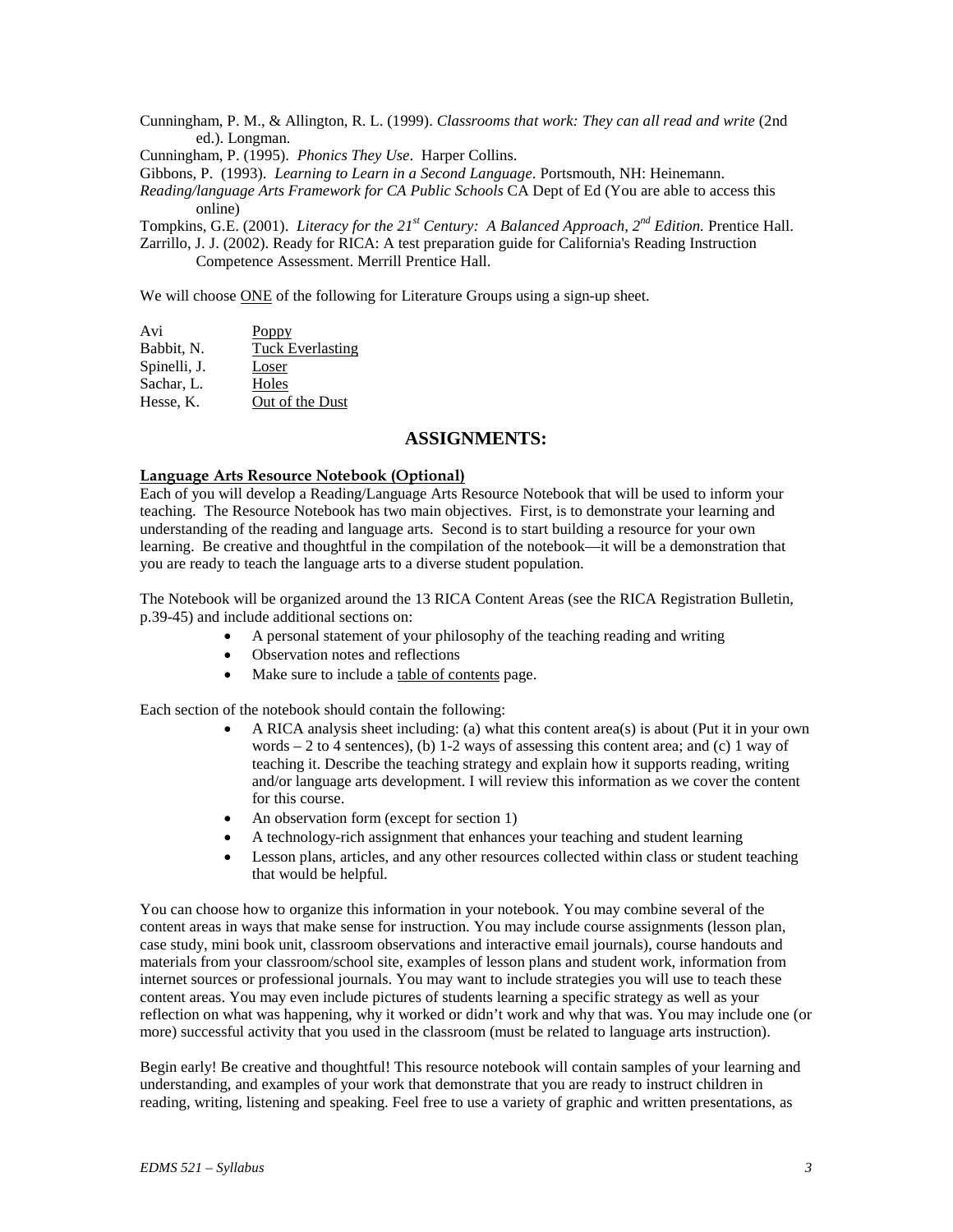Cunningham, P. M., & Allington, R. L. (1999). *Classrooms that work: They can all read and write* (2nd ed.). Longman.

Cunningham, P. (1995). *Phonics They Use*. Harper Collins.

Gibbons, P. (1993). *Learning to Learn in a Second Language*. Portsmouth, NH: Heinemann.

*Reading/language Arts Framework for CA Public Schools* CA Dept of Ed (You are able to access this online)

Tompkins, G.E. (2001). *Literacy for the 21st Century: A Balanced Approach, 2nd Edition.* Prentice Hall.

Zarrillo, J. J. (2002). Ready for RICA: A test preparation guide for California's Reading Instruction Competence Assessment. Merrill Prentice Hall.

We will choose ONE of the following for Literature Groups using a sign-up sheet.

| | |
|---|---|
| Avi | Poppy |
| Babbit, N. | Tuck Everlasting |
| Spinelli, J. | Loser |
| Sachar, L. | Holes |
| Hesse, K. | Out of the Dust |

## ASSIGNMENTS:

**Language Arts Resource Notebook (Optional)**

Each of you will develop a Reading/Language Arts Resource Notebook that will be used to inform your teaching. The Resource Notebook has two main objectives. First, is to demonstrate your learning and understanding of the reading and language arts. Second is to start building a resource for your own learning. Be creative and thoughtful in the compilation of the notebook—it will be a demonstration that you are ready to teach the language arts to a diverse student population.

The Notebook will be organized around the 13 RICA Content Areas (see the RICA Registration Bulletin, p.39-45) and include additional sections on:

- A personal statement of your philosophy of the teaching reading and writing
- Observation notes and reflections
- Make sure to include a table of contents page.

Each section of the notebook should contain the following:

- A RICA analysis sheet including: (a) what this content area(s) is about (Put it in your own words – 2 to 4 sentences), (b) 1-2 ways of assessing this content area; and (c) 1 way of teaching it. Describe the teaching strategy and explain how it supports reading, writing and/or language arts development. I will review this information as we cover the content for this course.
- An observation form (except for section 1)
- A technology-rich assignment that enhances your teaching and student learning
- Lesson plans, articles, and any other resources collected within class or student teaching that would be helpful.

You can choose how to organize this information in your notebook. You may combine several of the content areas in ways that make sense for instruction. You may include course assignments (lesson plan, case study, mini book unit, classroom observations and interactive email journals), course handouts and materials from your classroom/school site, examples of lesson plans and student work, information from internet sources or professional journals. You may want to include strategies you will use to teach these content areas. You may even include pictures of students learning a specific strategy as well as your reflection on what was happening, why it worked or didn't work and why that was. You may include one (or more) successful activity that you used in the classroom (must be related to language arts instruction).

Begin early! Be creative and thoughtful! This resource notebook will contain samples of your learning and understanding, and examples of your work that demonstrate that you are ready to instruct children in reading, writing, listening and speaking. Feel free to use a variety of graphic and written presentations, as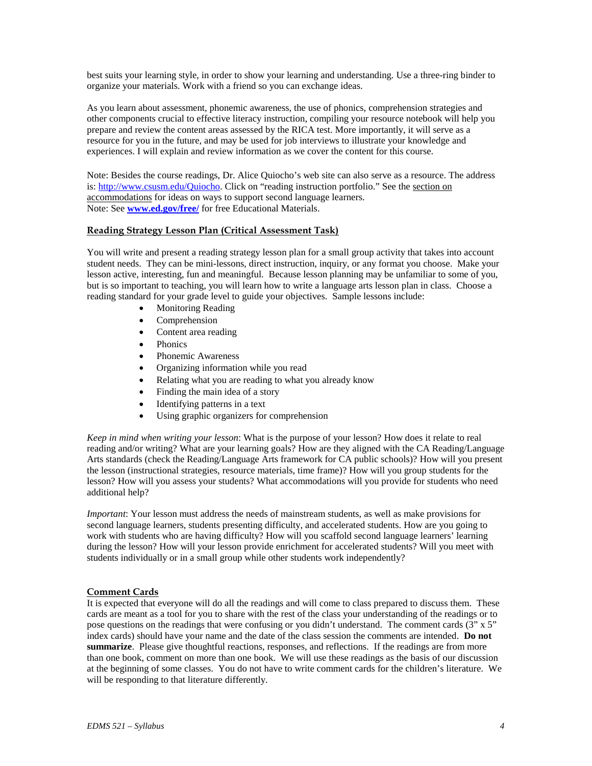best suits your learning style, in order to show your learning and understanding. Use a three-ring binder to organize your materials. Work with a friend so you can exchange ideas.

As you learn about assessment, phonemic awareness, the use of phonics, comprehension strategies and other components crucial to effective literacy instruction, compiling your resource notebook will help you prepare and review the content areas assessed by the RICA test. More importantly, it will serve as a resource for you in the future, and may be used for job interviews to illustrate your knowledge and experiences. I will explain and review information as we cover the content for this course.

Note: Besides the course readings, Dr. Alice Quiocho's web site can also serve as a resource. The address is: http://www.csusm.edu/Quiocho. Click on "reading instruction portfolio." See the section on accommodations for ideas on ways to support second language learners.
Note: See **www.ed.gov/free/** for free Educational Materials.

## Reading Strategy Lesson Plan (Critical Assessment Task)

You will write and present a reading strategy lesson plan for a small group activity that takes into account student needs. They can be mini-lessons, direct instruction, inquiry, or any format you choose. Make your lesson active, interesting, fun and meaningful. Because lesson planning may be unfamiliar to some of you, but is so important to teaching, you will learn how to write a language arts lesson plan in class. Choose a reading standard for your grade level to guide your objectives. Sample lessons include:

- Monitoring Reading
- Comprehension
- Content area reading
- Phonics
- Phonemic Awareness
- Organizing information while you read
- Relating what you are reading to what you already know
- Finding the main idea of a story
- Identifying patterns in a text
- Using graphic organizers for comprehension

*Keep in mind when writing your lesson*: What is the purpose of your lesson? How does it relate to real reading and/or writing? What are your learning goals? How are they aligned with the CA Reading/Language Arts standards (check the Reading/Language Arts framework for CA public schools)? How will you present the lesson (instructional strategies, resource materials, time frame)? How will you group students for the lesson? How will you assess your students? What accommodations will you provide for students who need additional help?

*Important*: Your lesson must address the needs of mainstream students, as well as make provisions for second language learners, students presenting difficulty, and accelerated students. How are you going to work with students who are having difficulty? How will you scaffold second language learners' learning during the lesson? How will your lesson provide enrichment for accelerated students? Will you meet with students individually or in a small group while other students work independently?

## Comment Cards

It is expected that everyone will do all the readings and will come to class prepared to discuss them. These cards are meant as a tool for you to share with the rest of the class your understanding of the readings or to pose questions on the readings that were confusing or you didn't understand. The comment cards (3" x 5" index cards) should have your name and the date of the class session the comments are intended. **Do not summarize**. Please give thoughtful reactions, responses, and reflections. If the readings are from more than one book, comment on more than one book. We will use these readings as the basis of our discussion at the beginning of some classes. You do not have to write comment cards for the children's literature. We will be responding to that literature differently.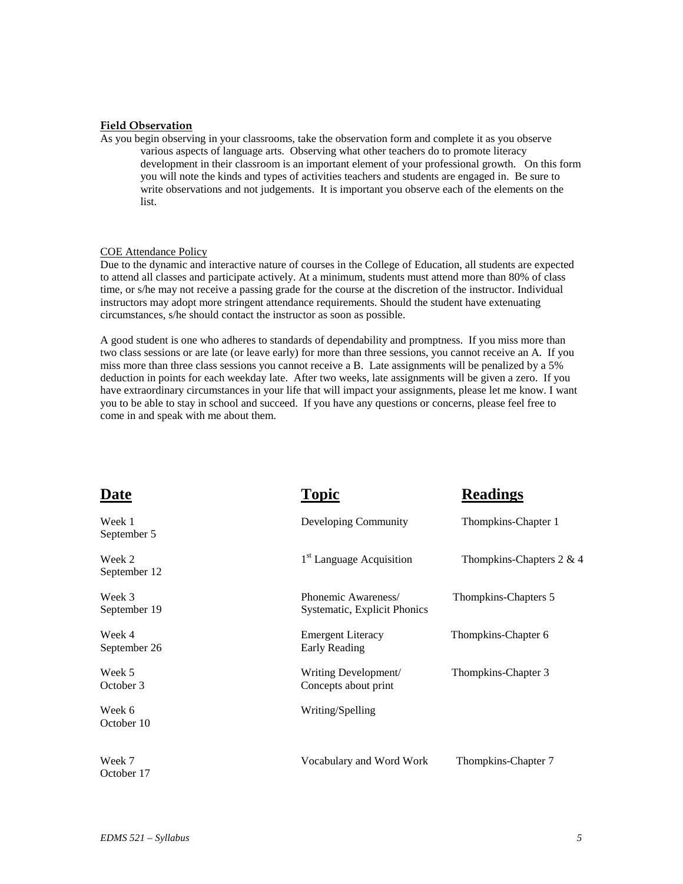### Field Observation

As you begin observing in your classrooms, take the observation form and complete it as you observe various aspects of language arts. Observing what other teachers do to promote literacy development in their classroom is an important element of your professional growth. On this form you will note the kinds and types of activities teachers and students are engaged in. Be sure to write observations and not judgements. It is important you observe each of the elements on the list.

### COE Attendance Policy

Due to the dynamic and interactive nature of courses in the College of Education, all students are expected to attend all classes and participate actively. At a minimum, students must attend more than 80% of class time, or s/he may not receive a passing grade for the course at the discretion of the instructor. Individual instructors may adopt more stringent attendance requirements. Should the student have extenuating circumstances, s/he should contact the instructor as soon as possible.

A good student is one who adheres to standards of dependability and promptness. If you miss more than two class sessions or are late (or leave early) for more than three sessions, you cannot receive an A. If you miss more than three class sessions you cannot receive a B. Late assignments will be penalized by a 5% deduction in points for each weekday late. After two weeks, late assignments will be given a zero. If you have extraordinary circumstances in your life that will impact your assignments, please let me know. I want you to be able to stay in school and succeed. If you have any questions or concerns, please feel free to come in and speak with me about them.

| **Date** | **Topic** | **Readings** |
| --- | --- | --- |
| Week 1<br>September 5 | Developing Community | Thompkins-Chapter 1 |
| Week 2<br>September 12 | 1st Language Acquisition | Thompkins-Chapters 2 & 4 |
| Week 3<br>September 19 | Phonemic Awareness/<br>Systematic, Explicit Phonics | Thompkins-Chapters 5 |
| Week 4<br>September 26 | Emergent Literacy<br>Early Reading | Thompkins-Chapter 6 |
| Week 5<br>October 3 | Writing Development/<br>Concepts about print | Thompkins-Chapter 3 |
| Week 6<br>October 10 | Writing/Spelling | |
| Week 7<br>October 17 | Vocabulary and Word Work | Thompkins-Chapter 7 |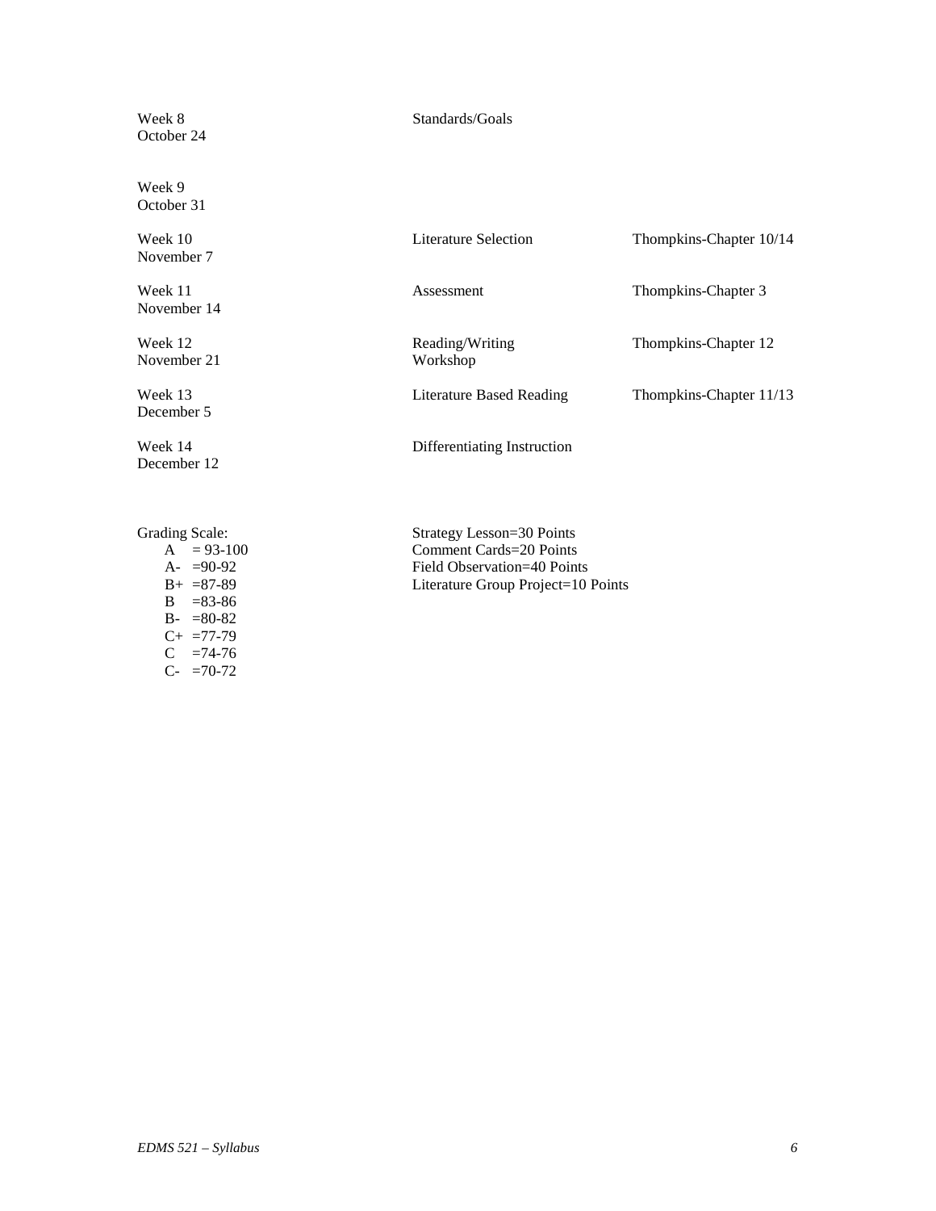| | | |
|---|---|---|
| Week 8<br>October 24 | Standards/Goals | |
| Week 9<br>October 31 | | |
| Week 10<br>November 7 | Literature Selection | Thompkins-Chapter 10/14 |
| Week 11<br>November 14 | Assessment | Thompkins-Chapter 3 |
| Week 12<br>November 21 | Reading/Writing Workshop | Thompkins-Chapter 12 |
| Week 13<br>December 5 | Literature Based Reading | Thompkins-Chapter 11/13 |
| Week 14<br>December 12 | Differentiating Instruction | |

Grading Scale:

- A = 93-100
- A- =90-92
- B+ =87-89
- B =83-86
- B- =80-82
- C+ =77-79
- C =74-76
- C- =70-72

Strategy Lesson=30 Points
Comment Cards=20 Points
Field Observation=40 Points
Literature Group Project=10 Points